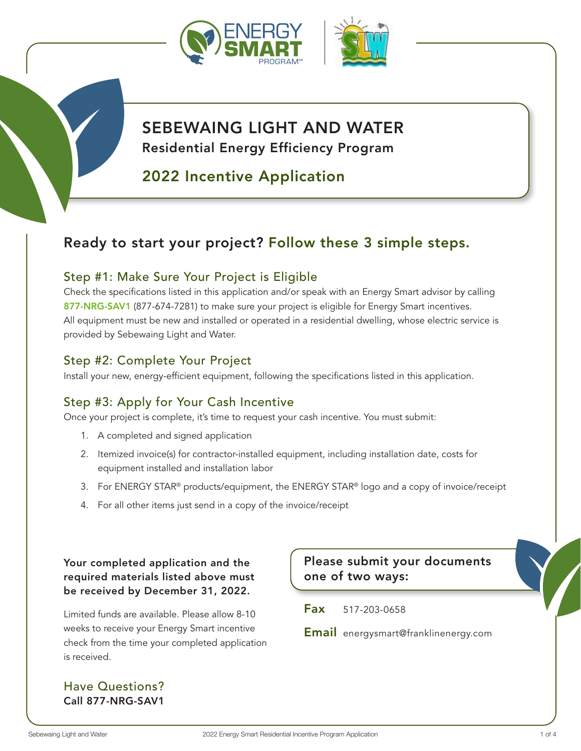# SEBEWAING LIGHT AND WATER

## Residential Energy Efficiency Program

## 2022 Incentive Application

## Ready to start your project? Follow these 3 simple steps.

### Step #1: Make Sure Your Project is Eligible

Check the specifications listed in this application and/or speak with an Energy Smart advisor by calling **877-NRG-SAV1** (877-674-7281) to make sure your project is eligible for Energy Smart incentives. All equipment must be new and installed or operated in a residential dwelling, whose electric service is provided by Sebewaing Light and Water.

### Step #2: Complete Your Project

Install your new, energy-efficient equipment, following the specifications listed in this application.

### Step #3: Apply for Your Cash Incentive

Once your project is complete, it's time to request your cash incentive. You must submit:

1. A completed and signed application
2. Itemized invoice(s) for contractor-installed equipment, including installation date, costs for equipment installed and installation labor
3. For ENERGY STAR® products/equipment, the ENERGY STAR® logo and a copy of invoice/receipt
4. For all other items just send in a copy of the invoice/receipt

**Your completed application and the required materials listed above must be received by December 31, 2022.**

Limited funds are available. Please allow 8-10 weeks to receive your Energy Smart incentive check from the time your completed application is received.

### Have Questions?

**Call 877-NRG-SAV1**

### Please submit your documents one of two ways:

**Fax** 517-203-0658

**Email** energysmart@franklinenergy.com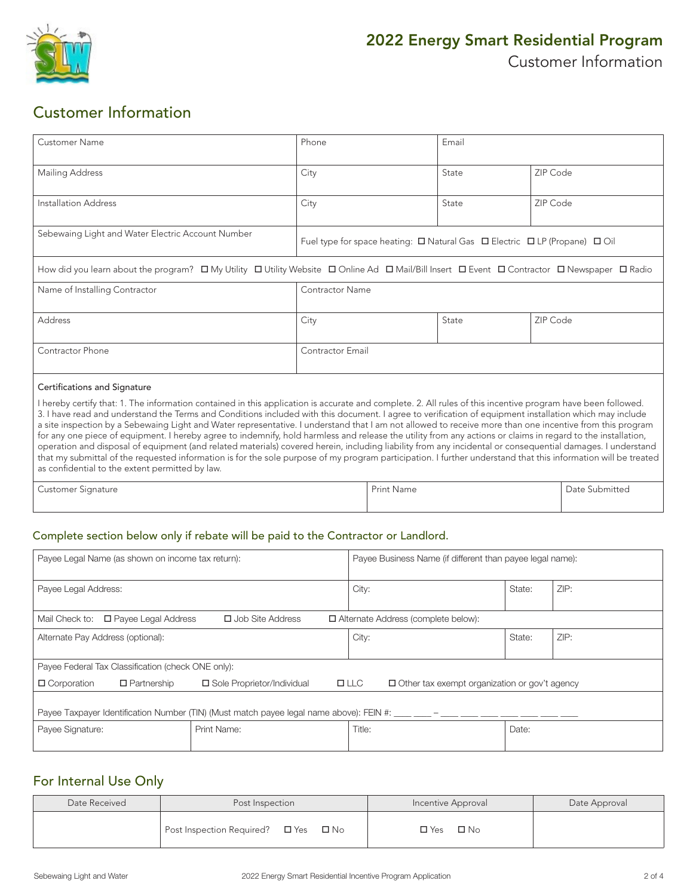# 2022 Energy Smart Residential Program

Customer Information

## Customer Information

| Customer Name | Phone | Email | |
|---|---|---|---|
| Mailing Address | City | State | ZIP Code |
| Installation Address | City | State | ZIP Code |
| Sebewaing Light and Water Electric Account Number | Fuel type for space heating: ☐ Natural Gas ☐ Electric ☐ LP (Propane) ☐ Oil | | |

How did you learn about the program? ☐ My Utility ☐ Utility Website ☐ Online Ad ☐ Mail/Bill Insert ☐ Event ☐ Contractor ☐ Newspaper ☐ Radio

| Name of Installing Contractor | Contractor Name | | |
|---|---|---|---|
| Address | City | State | ZIP Code |
| Contractor Phone | Contractor Email | | |

**Certifications and Signature**

I hereby certify that: 1. The information contained in this application is accurate and complete. 2. All rules of this incentive program have been followed. 3. I have read and understand the Terms and Conditions included with this document. I agree to verification of equipment installation which may include a site inspection by a Sebewaing Light and Water representative. I understand that I am not allowed to receive more than one incentive from this program for any one piece of equipment. I hereby agree to indemnify, hold harmless and release the utility from any actions or claims in regard to the installation, operation and disposal of equipment (and related materials) covered herein, including liability from any incidental or consequential damages. I understand that my submittal of the requested information is for the sole purpose of my program participation. I further understand that this information will be treated as confidential to the extent permitted by law.

| Customer Signature | Print Name | Date Submitted |
|---|---|---|
| | | |

### Complete section below only if rebate will be paid to the Contractor or Landlord.

| Payee Legal Name (as shown on income tax return): | Payee Business Name (if different than payee legal name): | | |
|---|---|---|---|
| Payee Legal Address: | City: | State: | ZIP: |
| Mail Check to: ☐ Payee Legal Address ☐ Job Site Address ☐ Alternate Address (complete below): | | | |
| Alternate Pay Address (optional): | City: | State: | ZIP: |

Payee Federal Tax Classification (check ONE only):

☐ Corporation ☐ Partnership ☐ Sole Proprietor/Individual ☐ LLC ☐ Other tax exempt organization or gov't agency

Payee Taxpayer Identification Number (TIN) (Must match payee legal name above): FEIN #: ___ ___ – ___ ___ ___ ___ ___ ___ ___

| Payee Signature: | Print Name: | Title: | Date: |
|---|---|---|---|
| | | | |

## For Internal Use Only

| Date Received | Post Inspection | Incentive Approval | Date Approval |
|---|---|---|---|
| | Post Inspection Required? ☐ Yes ☐ No | ☐ Yes ☐ No | |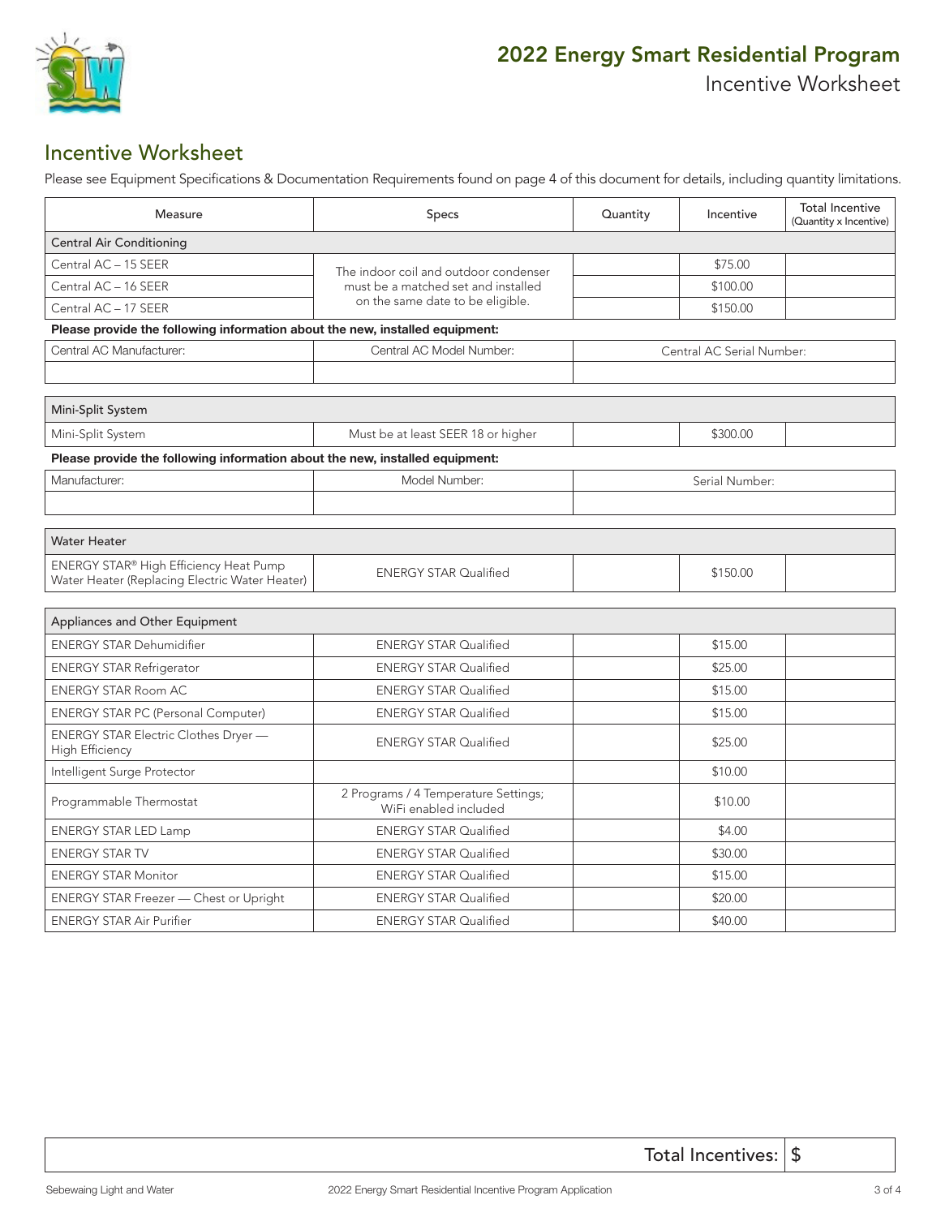# 2022 Energy Smart Residential Program

Incentive Worksheet

## Incentive Worksheet

Please see Equipment Specifications & Documentation Requirements found on page 4 of this document for details, including quantity limitations.

| Measure | Specs | Quantity | Incentive | Total Incentive (Quantity x Incentive) |
|---|---|---|---|---|
| **Central Air Conditioning** | | | | |
| Central AC – 15 SEER | The indoor coil and outdoor condenser must be a matched set and installed on the same date to be eligible. | | $75.00 | |
| Central AC – 16 SEER | | | $100.00 | |
| Central AC – 17 SEER | | | $150.00 | |

**Please provide the following information about the new, installed equipment:**

| Central AC Manufacturer: | Central AC Model Number: | Central AC Serial Number: |
|---|---|---|
| | | |

| Measure | Specs | Quantity | Incentive | Total Incentive (Quantity x Incentive) |
|---|---|---|---|---|
| **Mini-Split System** | | | | |
| Mini-Split System | Must be at least SEER 18 or higher | | $300.00 | |

**Please provide the following information about the new, installed equipment:**

| Manufacturer: | Model Number: | Serial Number: |
|---|---|---|
| | | |

| Measure | Specs | Quantity | Incentive | Total Incentive (Quantity x Incentive) |
|---|---|---|---|---|
| **Water Heater** | | | | |
| ENERGY STAR® High Efficiency Heat Pump Water Heater (Replacing Electric Water Heater) | ENERGY STAR Qualified | | $150.00 | |
| **Appliances and Other Equipment** | | | | |
| ENERGY STAR Dehumidifier | ENERGY STAR Qualified | | $15.00 | |
| ENERGY STAR Refrigerator | ENERGY STAR Qualified | | $25.00 | |
| ENERGY STAR Room AC | ENERGY STAR Qualified | | $15.00 | |
| ENERGY STAR PC (Personal Computer) | ENERGY STAR Qualified | | $15.00 | |
| ENERGY STAR Electric Clothes Dryer — High Efficiency | ENERGY STAR Qualified | | $25.00 | |
| Intelligent Surge Protector | | | $10.00 | |
| Programmable Thermostat | 2 Programs / 4 Temperature Settings; WiFi enabled included | | $10.00 | |
| ENERGY STAR LED Lamp | ENERGY STAR Qualified | | $4.00 | |
| ENERGY STAR TV | ENERGY STAR Qualified | | $30.00 | |
| ENERGY STAR Monitor | ENERGY STAR Qualified | | $15.00 | |
| ENERGY STAR Freezer — Chest or Upright | ENERGY STAR Qualified | | $20.00 | |
| ENERGY STAR Air Purifier | ENERGY STAR Qualified | | $40.00 | |

| | |
|---|---|
| Total Incentives: | $ |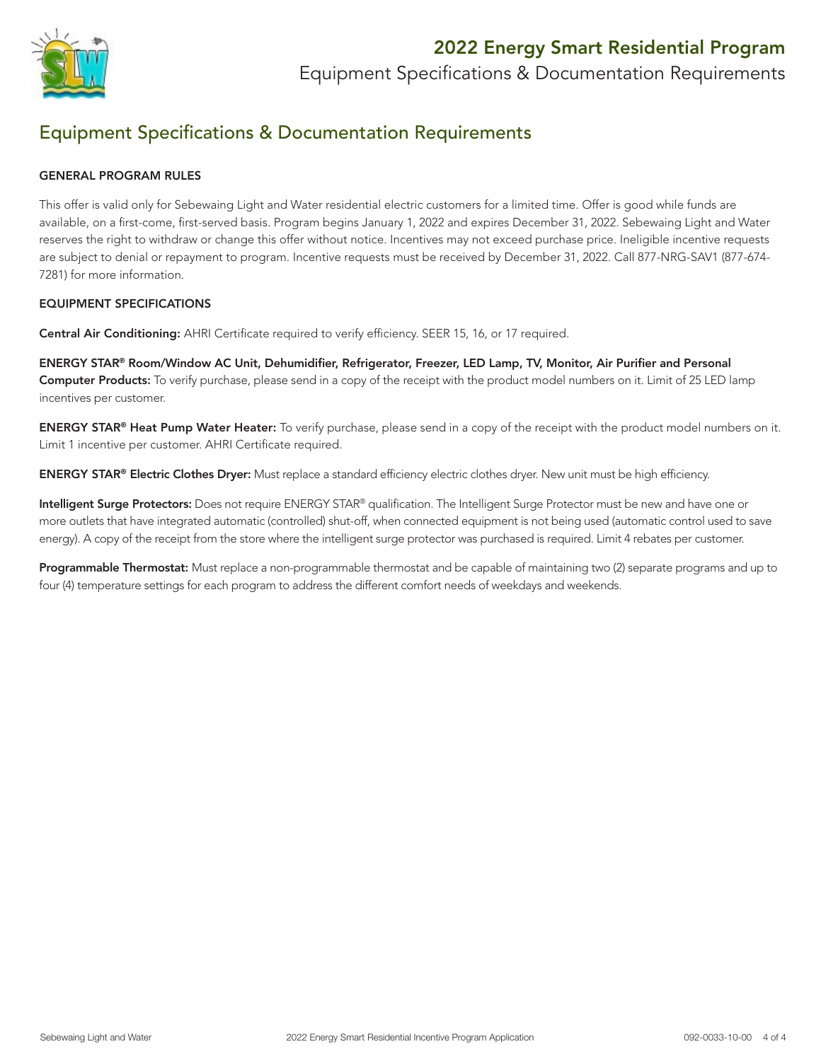## Equipment Specifications & Documentation Requirements

### GENERAL PROGRAM RULES

This offer is valid only for Sebewaing Light and Water residential electric customers for a limited time. Offer is good while funds are available, on a first-come, first-served basis. Program begins January 1, 2022 and expires December 31, 2022. Sebewaing Light and Water reserves the right to withdraw or change this offer without notice. Incentives may not exceed purchase price. Ineligible incentive requests are subject to denial or repayment to program. Incentive requests must be received by December 31, 2022. Call 877-NRG-SAV1 (877-674-7281) for more information.

### EQUIPMENT SPECIFICATIONS

**Central Air Conditioning:** AHRI Certificate required to verify efficiency. SEER 15, 16, or 17 required.

**ENERGY STAR® Room/Window AC Unit, Dehumidifier, Refrigerator, Freezer, LED Lamp, TV, Monitor, Air Purifier and Personal Computer Products:** To verify purchase, please send in a copy of the receipt with the product model numbers on it. Limit of 25 LED lamp incentives per customer.

**ENERGY STAR® Heat Pump Water Heater:** To verify purchase, please send in a copy of the receipt with the product model numbers on it. Limit 1 incentive per customer. AHRI Certificate required.

**ENERGY STAR® Electric Clothes Dryer:** Must replace a standard efficiency electric clothes dryer. New unit must be high efficiency.

**Intelligent Surge Protectors:** Does not require ENERGY STAR® qualification. The Intelligent Surge Protector must be new and have one or more outlets that have integrated automatic (controlled) shut-off, when connected equipment is not being used (automatic control used to save energy). A copy of the receipt from the store where the intelligent surge protector was purchased is required. Limit 4 rebates per customer.

**Programmable Thermostat:** Must replace a non-programmable thermostat and be capable of maintaining two (2) separate programs and up to four (4) temperature settings for each program to address the different comfort needs of weekdays and weekends.